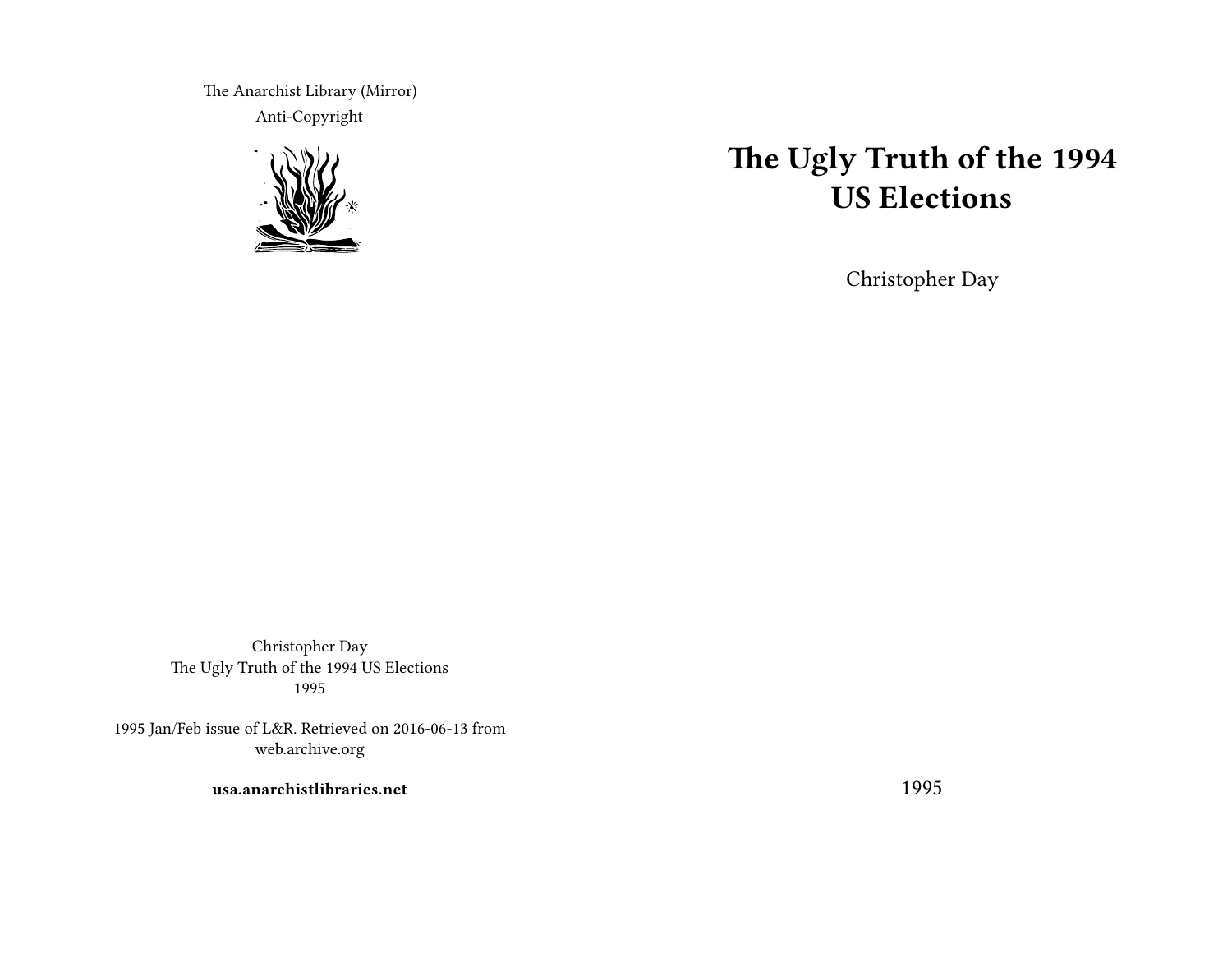The Anarchist Library (Mirror)
Anti-Copyright

Christopher Day
The Ugly Truth of the 1994 US Elections
1995

1995 Jan/Feb issue of L&R. Retrieved on 2016-06-13 from web.archive.org

**usa.anarchistlibraries.net**

# The Ugly Truth of the 1994 US Elections

Christopher Day

1995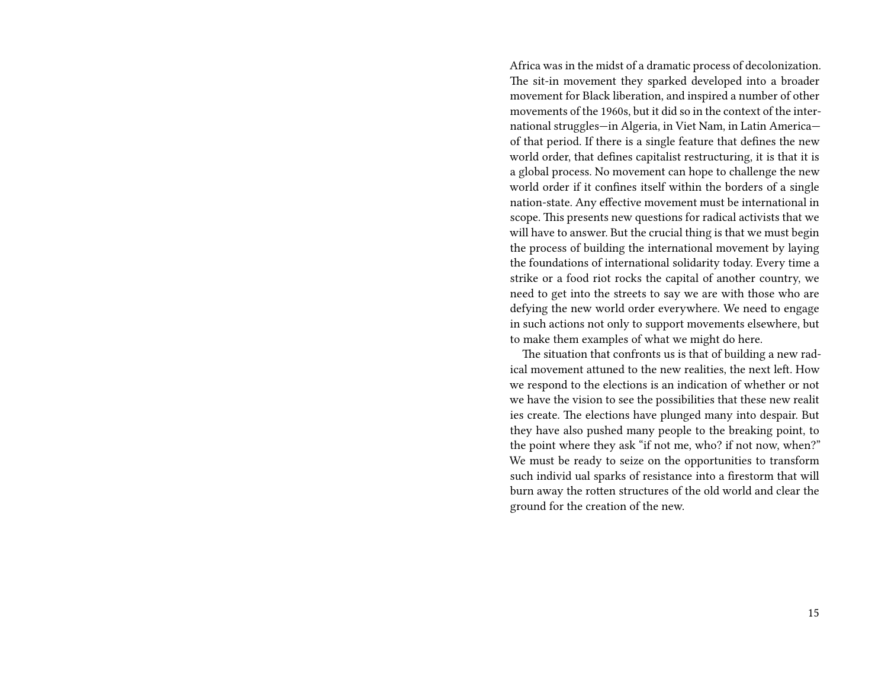Africa was in the midst of a dramatic process of decolonization. The sit-in movement they sparked developed into a broader movement for Black liberation, and inspired a number of other movements of the 1960s, but it did so in the context of the international struggles—in Algeria, in Viet Nam, in Latin America—of that period. If there is a single feature that defines the new world order, that defines capitalist restructuring, it is that it is a global process. No movement can hope to challenge the new world order if it confines itself within the borders of a single nation-state. Any effective movement must be international in scope. This presents new questions for radical activists that we will have to answer. But the crucial thing is that we must begin the process of building the international movement by laying the foundations of international solidarity today. Every time a strike or a food riot rocks the capital of another country, we need to get into the streets to say we are with those who are defying the new world order everywhere. We need to engage in such actions not only to support movements elsewhere, but to make them examples of what we might do here.

The situation that confronts us is that of building a new radical movement attuned to the new realities, the next left. How we respond to the elections is an indication of whether or not we have the vision to see the possibilities that these new realities create. The elections have plunged many into despair. But they have also pushed many people to the breaking point, to the point where they ask "if not me, who? if not now, when?" We must be ready to seize on the opportunities to transform such individual sparks of resistance into a firestorm that will burn away the rotten structures of the old world and clear the ground for the creation of the new.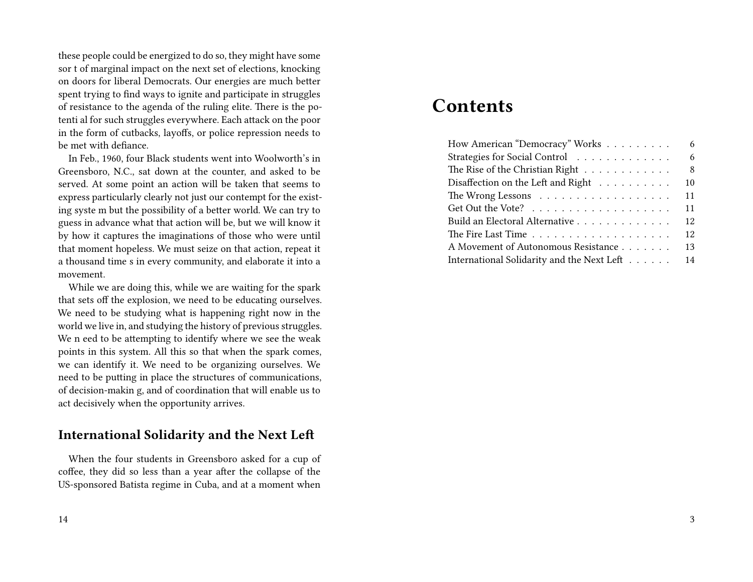these people could be energized to do so, they might have some sort of marginal impact on the next set of elections, knocking on doors for liberal Democrats. Our energies are much better spent trying to find ways to ignite and participate in struggles of resistance to the agenda of the ruling elite. There is the potential for such struggles everywhere. Each attack on the poor in the form of cutbacks, layoffs, or police repression needs to be met with defiance.

In Feb., 1960, four Black students went into Woolworth's in Greensboro, N.C., sat down at the counter, and asked to be served. At some point an action will be taken that seems to express particularly clearly not just our contempt for the existing system but the possibility of a better world. We can try to guess in advance what that action will be, but we will know it by how it captures the imaginations of those who were until that moment hopeless. We must seize on that action, repeat it a thousand times in every community, and elaborate it into a movement.

While we are doing this, while we are waiting for the spark that sets off the explosion, we need to be educating ourselves. We need to be studying what is happening right now in the world we live in, and studying the history of previous struggles. We need to be attempting to identify where we see the weak points in this system. All this so that when the spark comes, we can identify it. We need to be organizing ourselves. We need to be putting in place the structures of communications, of decision-making, and of coordination that will enable us to act decisively when the opportunity arrives.

## International Solidarity and the Next Left

When the four students in Greensboro asked for a cup of coffee, they did so less than a year after the collapse of the US-sponsored Batista regime in Cuba, and at a moment when

# Contents

- How American "Democracy" Works . . . . . . . . . 6
- Strategies for Social Control . . . . . . . . . . . . . 6
- The Rise of the Christian Right . . . . . . . . . . . . 8
- Disaffection on the Left and Right . . . . . . . . . . 10
- The Wrong Lessons . . . . . . . . . . . . . . . . . . 11
- Get Out the Vote? . . . . . . . . . . . . . . . . . . . 11
- Build an Electoral Alternative . . . . . . . . . . . . . 12
- The Fire Last Time . . . . . . . . . . . . . . . . . . . 12
- A Movement of Autonomous Resistance . . . . . . . 13
- International Solidarity and the Next Left . . . . . . 14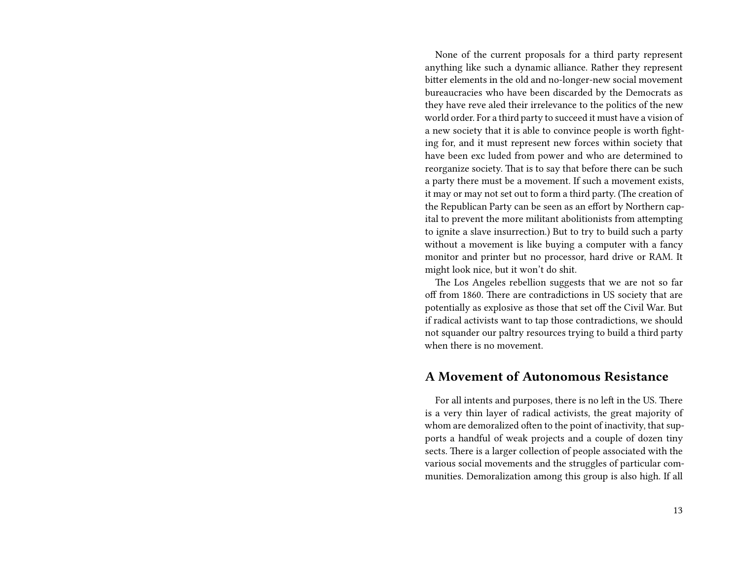None of the current proposals for a third party represent anything like such a dynamic alliance. Rather they represent bitter elements in the old and no-longer-new social movement bureaucracies who have been discarded by the Democrats as they have revealed their irrelevance to the politics of the new world order. For a third party to succeed it must have a vision of a new society that it is able to convince people is worth fighting for, and it must represent new forces within society that have been excluded from power and who are determined to reorganize society. That is to say that before there can be such a party there must be a movement. If such a movement exists, it may or may not set out to form a third party. (The creation of the Republican Party can be seen as an effort by Northern capital to prevent the more militant abolitionists from attempting to ignite a slave insurrection.) But to try to build such a party without a movement is like buying a computer with a fancy monitor and printer but no processor, hard drive or RAM. It might look nice, but it won't do shit.

The Los Angeles rebellion suggests that we are not so far off from 1860. There are contradictions in US society that are potentially as explosive as those that set off the Civil War. But if radical activists want to tap those contradictions, we should not squander our paltry resources trying to build a third party when there is no movement.

## A Movement of Autonomous Resistance

For all intents and purposes, there is no left in the US. There is a very thin layer of radical activists, the great majority of whom are demoralized often to the point of inactivity, that supports a handful of weak projects and a couple of dozen tiny sects. There is a larger collection of people associated with the various social movements and the struggles of particular communities. Demoralization among this group is also high. If all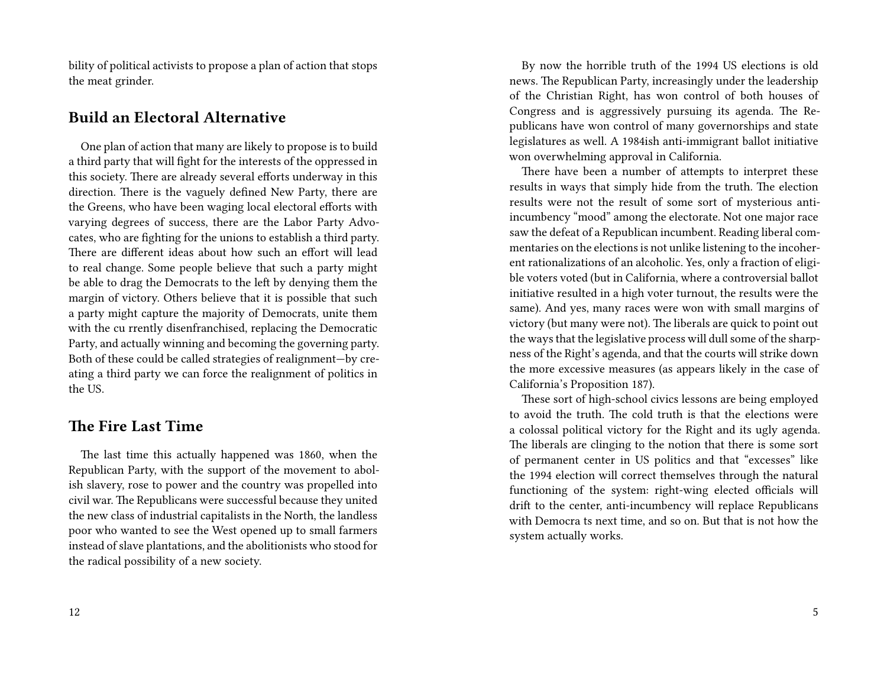bility of political activists to propose a plan of action that stops the meat grinder.

## Build an Electoral Alternative

One plan of action that many are likely to propose is to build a third party that will fight for the interests of the oppressed in this society. There are already several efforts underway in this direction. There is the vaguely defined New Party, there are the Greens, who have been waging local electoral efforts with varying degrees of success, there are the Labor Party Advocates, who are fighting for the unions to establish a third party. There are different ideas about how such an effort will lead to real change. Some people believe that such a party might be able to drag the Democrats to the left by denying them the margin of victory. Others believe that it is possible that such a party might capture the majority of Democrats, unite them with the cu rrently disenfranchised, replacing the Democratic Party, and actually winning and becoming the governing party. Both of these could be called strategies of realignment—by creating a third party we can force the realignment of politics in the US.

## The Fire Last Time

The last time this actually happened was 1860, when the Republican Party, with the support of the movement to abolish slavery, rose to power and the country was propelled into civil war. The Republicans were successful because they united the new class of industrial capitalists in the North, the landless poor who wanted to see the West opened up to small farmers instead of slave plantations, and the abolitionists who stood for the radical possibility of a new society.

By now the horrible truth of the 1994 US elections is old news. The Republican Party, increasingly under the leadership of the Christian Right, has won control of both houses of Congress and is aggressively pursuing its agenda. The Republicans have won control of many governorships and state legislatures as well. A 1984ish anti-immigrant ballot initiative won overwhelming approval in California.

There have been a number of attempts to interpret these results in ways that simply hide from the truth. The election results were not the result of some sort of mysterious anti-incumbency "mood" among the electorate. Not one major race saw the defeat of a Republican incumbent. Reading liberal commentaries on the elections is not unlike listening to the incoherent rationalizations of an alcoholic. Yes, only a fraction of eligible voters voted (but in California, where a controversial ballot initiative resulted in a high voter turnout, the results were the same). And yes, many races were won with small margins of victory (but many were not). The liberals are quick to point out the ways that the legislative process will dull some of the sharpness of the Right's agenda, and that the courts will strike down the more excessive measures (as appears likely in the case of California's Proposition 187).

These sort of high-school civics lessons are being employed to avoid the truth. The cold truth is that the elections were a colossal political victory for the Right and its ugly agenda. The liberals are clinging to the notion that there is some sort of permanent center in US politics and that "excesses" like the 1994 election will correct themselves through the natural functioning of the system: right-wing elected officials will drift to the center, anti-incumbency will replace Republicans with Democra ts next time, and so on. But that is not how the system actually works.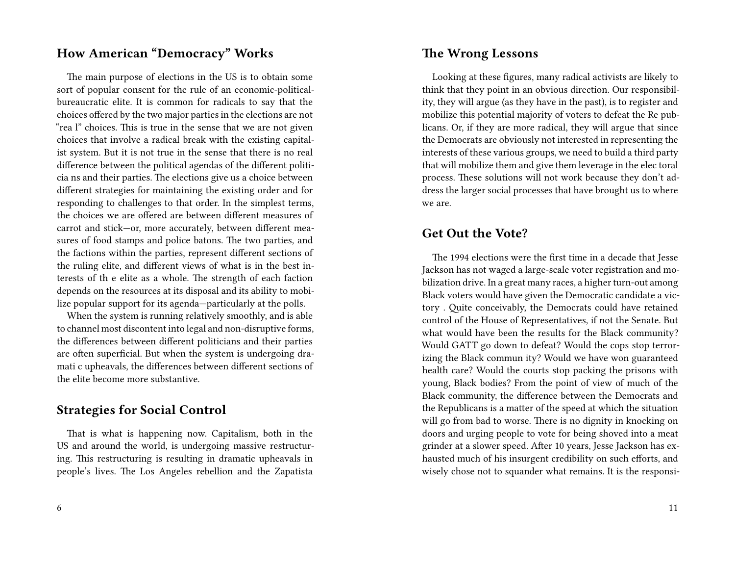## How American "Democracy" Works

The main purpose of elections in the US is to obtain some sort of popular consent for the rule of an economic-political-bureaucratic elite. It is common for radicals to say that the choices offered by the two major parties in the elections are not "real" choices. This is true in the sense that we are not given choices that involve a radical break with the existing capitalist system. But it is not true in the sense that there is no real difference between the political agendas of the different politicians and their parties. The elections give us a choice between different strategies for maintaining the existing order and for responding to challenges to that order. In the simplest terms, the choices we are offered are between different measures of carrot and stick—or, more accurately, between different measures of food stamps and police batons. The two parties, and the factions within the parties, represent different sections of the ruling elite, and different views of what is in the best interests of the elite as a whole. The strength of each faction depends on the resources at its disposal and its ability to mobilize popular support for its agenda—particularly at the polls.

When the system is running relatively smoothly, and is able to channel most discontent into legal and non-disruptive forms, the differences between different politicians and their parties are often superficial. But when the system is undergoing dramatic upheavals, the differences between different sections of the elite become more substantive.

## Strategies for Social Control

That is what is happening now. Capitalism, both in the US and around the world, is undergoing massive restructuring. This restructuring is resulting in dramatic upheavals in people's lives. The Los Angeles rebellion and the Zapatista

## The Wrong Lessons

Looking at these figures, many radical activists are likely to think that they point in an obvious direction. Our responsibility, they will argue (as they have in the past), is to register and mobilize this potential majority of voters to defeat the Republicans. Or, if they are more radical, they will argue that since the Democrats are obviously not interested in representing the interests of these various groups, we need to build a third party that will mobilize them and give them leverage in the electoral process. These solutions will not work because they don't address the larger social processes that have brought us to where we are.

## Get Out the Vote?

The 1994 elections were the first time in a decade that Jesse Jackson has not waged a large-scale voter registration and mobilization drive. In a great many races, a higher turn-out among Black voters would have given the Democratic candidate a victory. Quite conceivably, the Democrats could have retained control of the House of Representatives, if not the Senate. But what would have been the results for the Black community? Would GATT go down to defeat? Would the cops stop terrorizing the Black community? Would we have won guaranteed health care? Would the courts stop packing the prisons with young, Black bodies? From the point of view of much of the Black community, the difference between the Democrats and the Republicans is a matter of the speed at which the situation will go from bad to worse. There is no dignity in knocking on doors and urging people to vote for being shoved into a meat grinder at a slower speed. After 10 years, Jesse Jackson has exhausted much of his insurgent credibility on such efforts, and wisely chose not to squander what remains. It is the responsi-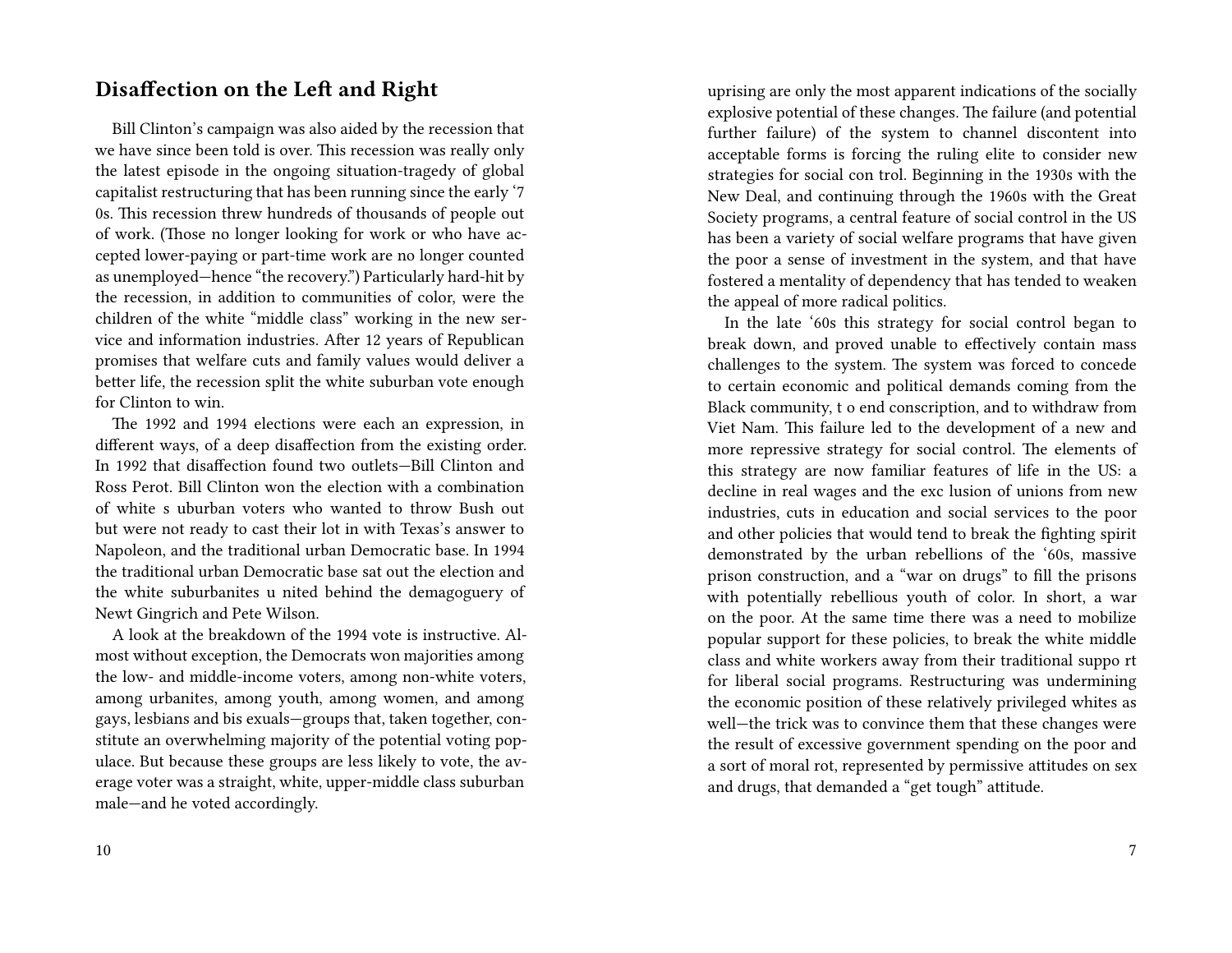## Disaffection on the Left and Right

Bill Clinton's campaign was also aided by the recession that we have since been told is over. This recession was really only the latest episode in the ongoing situation-tragedy of global capitalist restructuring that has been running since the early '70s. This recession threw hundreds of thousands of people out of work. (Those no longer looking for work or who have accepted lower-paying or part-time work are no longer counted as unemployed—hence "the recovery.") Particularly hard-hit by the recession, in addition to communities of color, were the children of the white "middle class" working in the new service and information industries. After 12 years of Republican promises that welfare cuts and family values would deliver a better life, the recession split the white suburban vote enough for Clinton to win.

The 1992 and 1994 elections were each an expression, in different ways, of a deep disaffection from the existing order. In 1992 that disaffection found two outlets—Bill Clinton and Ross Perot. Bill Clinton won the election with a combination of white suburban voters who wanted to throw Bush out but were not ready to cast their lot in with Texas's answer to Napoleon, and the traditional urban Democratic base. In 1994 the traditional urban Democratic base sat out the election and the white suburbanites united behind the demagoguery of Newt Gingrich and Pete Wilson.

A look at the breakdown of the 1994 vote is instructive. Almost without exception, the Democrats won majorities among the low- and middle-income voters, among non-white voters, among urbanites, among youth, among women, and among gays, lesbians and bisexuals—groups that, taken together, constitute an overwhelming majority of the potential voting populace. But because these groups are less likely to vote, the average voter was a straight, white, upper-middle class suburban male—and he voted accordingly.

uprising are only the most apparent indications of the socially explosive potential of these changes. The failure (and potential further failure) of the system to channel discontent into acceptable forms is forcing the ruling elite to consider new strategies for social control. Beginning in the 1930s with the New Deal, and continuing through the 1960s with the Great Society programs, a central feature of social control in the US has been a variety of social welfare programs that have given the poor a sense of investment in the system, and that have fostered a mentality of dependency that has tended to weaken the appeal of more radical politics.

In the late '60s this strategy for social control began to break down, and proved unable to effectively contain mass challenges to the system. The system was forced to concede to certain economic and political demands coming from the Black community, to end conscription, and to withdraw from Viet Nam. This failure led to the development of a new and more repressive strategy for social control. The elements of this strategy are now familiar features of life in the US: a decline in real wages and the exclusion of unions from new industries, cuts in education and social services to the poor and other policies that would tend to break the fighting spirit demonstrated by the urban rebellions of the '60s, massive prison construction, and a "war on drugs" to fill the prisons with potentially rebellious youth of color. In short, a war on the poor. At the same time there was a need to mobilize popular support for these policies, to break the white middle class and white workers away from their traditional support for liberal social programs. Restructuring was undermining the economic position of these relatively privileged whites as well—the trick was to convince them that these changes were the result of excessive government spending on the poor and a sort of moral rot, represented by permissive attitudes on sex and drugs, that demanded a "get tough" attitude.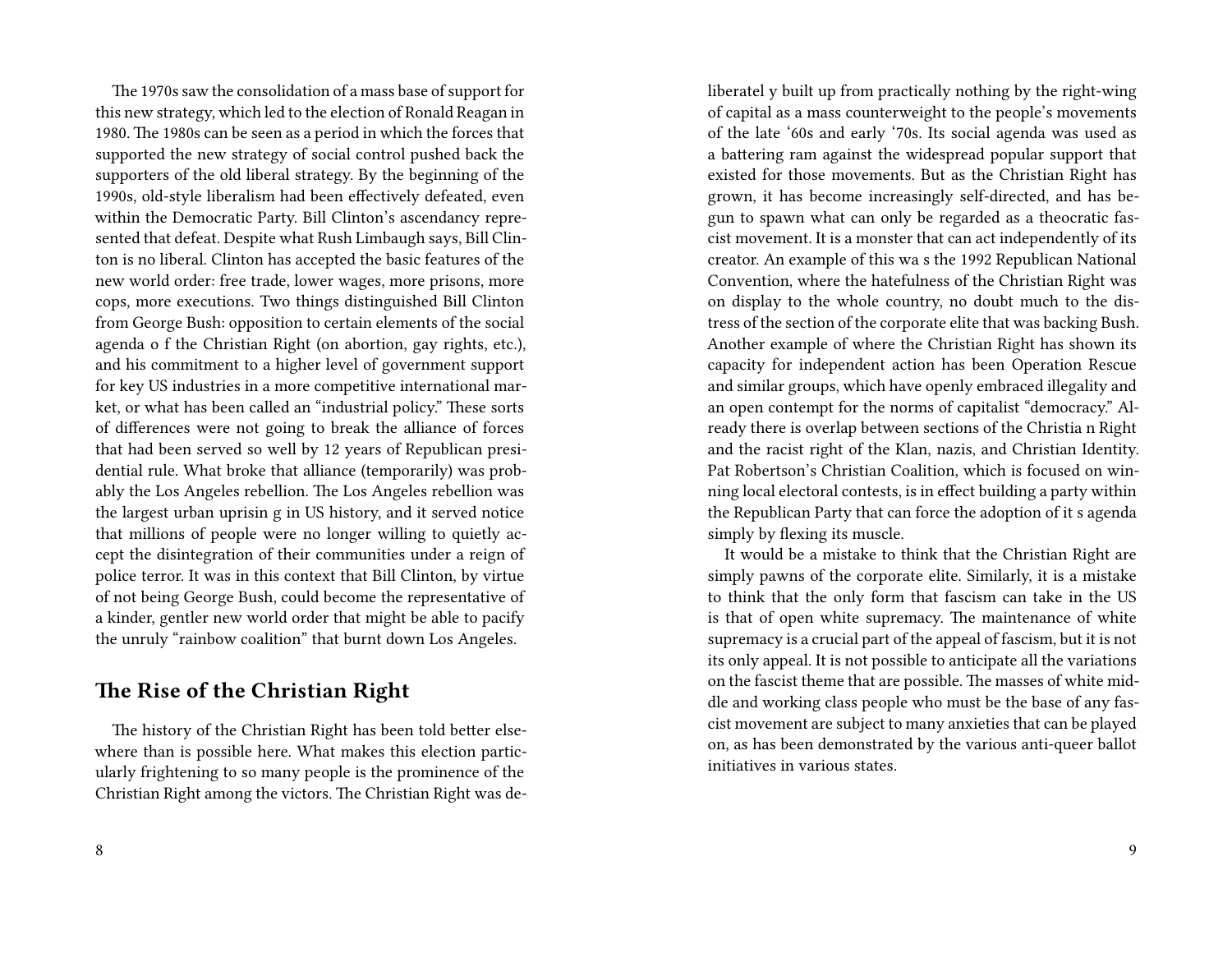The 1970s saw the consolidation of a mass base of support for this new strategy, which led to the election of Ronald Reagan in 1980. The 1980s can be seen as a period in which the forces that supported the new strategy of social control pushed back the supporters of the old liberal strategy. By the beginning of the 1990s, old-style liberalism had been effectively defeated, even within the Democratic Party. Bill Clinton's ascendancy represented that defeat. Despite what Rush Limbaugh says, Bill Clinton is no liberal. Clinton has accepted the basic features of the new world order: free trade, lower wages, more prisons, more cops, more executions. Two things distinguished Bill Clinton from George Bush: opposition to certain elements of the social agenda of the Christian Right (on abortion, gay rights, etc.), and his commitment to a higher level of government support for key US industries in a more competitive international market, or what has been called an "industrial policy." These sorts of differences were not going to break the alliance of forces that had been served so well by 12 years of Republican presidential rule. What broke that alliance (temporarily) was probably the Los Angeles rebellion. The Los Angeles rebellion was the largest urban uprising in US history, and it served notice that millions of people were no longer willing to quietly accept the disintegration of their communities under a reign of police terror. It was in this context that Bill Clinton, by virtue of not being George Bush, could become the representative of a kinder, gentler new world order that might be able to pacify the unruly "rainbow coalition" that burnt down Los Angeles.

## The Rise of the Christian Right

The history of the Christian Right has been told better elsewhere than is possible here. What makes this election particularly frightening to so many people is the prominence of the Christian Right among the victors. The Christian Right was deliberately built up from practically nothing by the right-wing of capital as a mass counterweight to the people's movements of the late '60s and early '70s. Its social agenda was used as a battering ram against the widespread popular support that existed for those movements. But as the Christian Right has grown, it has become increasingly self-directed, and has begun to spawn what can only be regarded as a theocratic fascist movement. It is a monster that can act independently of its creator. An example of this was the 1992 Republican National Convention, where the hatefulness of the Christian Right was on display to the whole country, no doubt much to the distress of the section of the corporate elite that was backing Bush. Another example of where the Christian Right has shown its capacity for independent action has been Operation Rescue and similar groups, which have openly embraced illegality and an open contempt for the norms of capitalist "democracy." Already there is overlap between sections of the Christian Right and the racist right of the Klan, nazis, and Christian Identity. Pat Robertson's Christian Coalition, which is focused on winning local electoral contests, is in effect building a party within the Republican Party that can force the adoption of its agenda simply by flexing its muscle.

It would be a mistake to think that the Christian Right are simply pawns of the corporate elite. Similarly, it is a mistake to think that the only form that fascism can take in the US is that of open white supremacy. The maintenance of white supremacy is a crucial part of the appeal of fascism, but it is not its only appeal. It is not possible to anticipate all the variations on the fascist theme that are possible. The masses of white middle and working class people who must be the base of any fascist movement are subject to many anxieties that can be played on, as has been demonstrated by the various anti-queer ballot initiatives in various states.